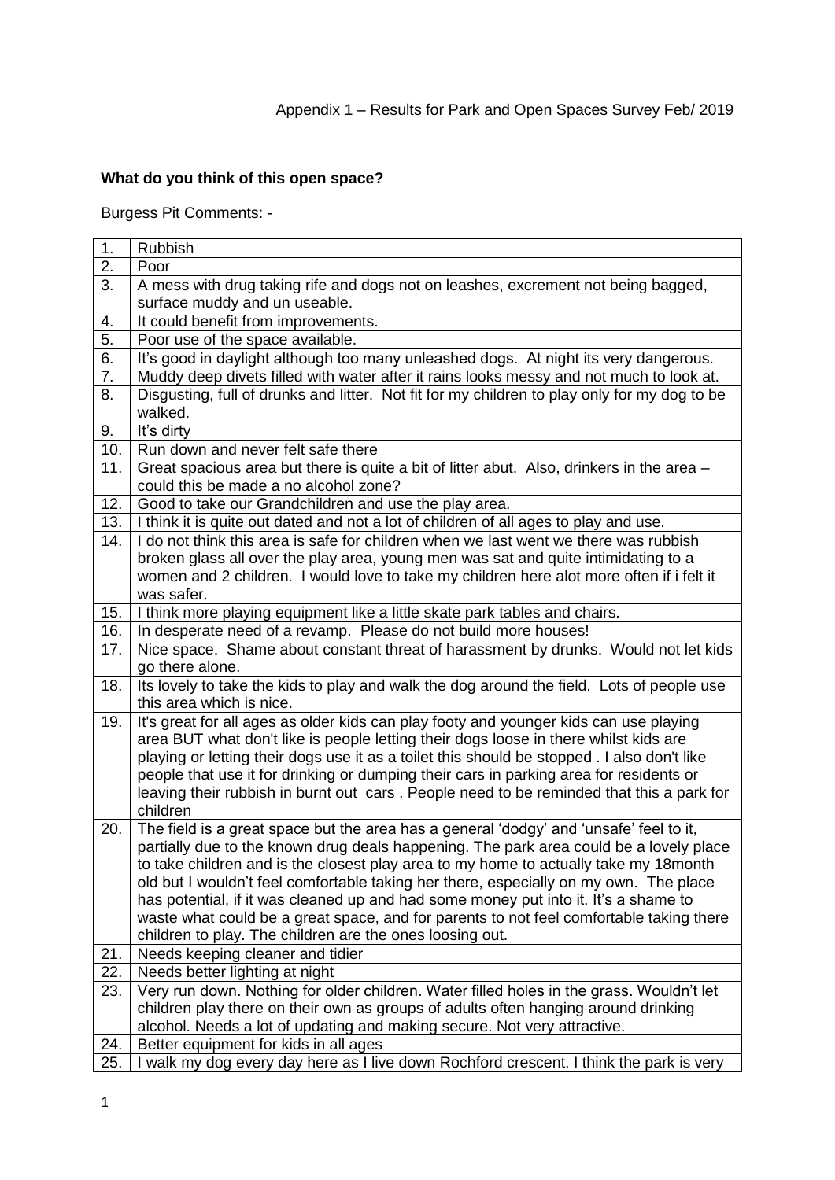Appendix 1 – Results for Park and Open Spaces Survey Feb/ 2019

**What do you think of this open space?**

Burgess Pit Comments: -

| | |
|---|---|
| 1. | Rubbish |
| 2. | Poor |
| 3. | A mess with drug taking rife and dogs not on leashes, excrement not being bagged, surface muddy and un useable. |
| 4. | It could benefit from improvements. |
| 5. | Poor use of the space available. |
| 6. | It's good in daylight although too many unleashed dogs. At night its very dangerous. |
| 7. | Muddy deep divets filled with water after it rains looks messy and not much to look at. |
| 8. | Disgusting, full of drunks and litter. Not fit for my children to play only for my dog to be walked. |
| 9. | It's dirty |
| 10. | Run down and never felt safe there |
| 11. | Great spacious area but there is quite a bit of litter abut. Also, drinkers in the area – could this be made a no alcohol zone? |
| 12. | Good to take our Grandchildren and use the play area. |
| 13. | I think it is quite out dated and not a lot of children of all ages to play and use. |
| 14. | I do not think this area is safe for children when we last went we there was rubbish broken glass all over the play area, young men was sat and quite intimidating to a women and 2 children. I would love to take my children here alot more often if i felt it was safer. |
| 15. | I think more playing equipment like a little skate park tables and chairs. |
| 16. | In desperate need of a revamp. Please do not build more houses! |
| 17. | Nice space. Shame about constant threat of harassment by drunks. Would not let kids go there alone. |
| 18. | Its lovely to take the kids to play and walk the dog around the field. Lots of people use this area which is nice. |
| 19. | It's great for all ages as older kids can play footy and younger kids can use playing area BUT what don't like is people letting their dogs loose in there whilst kids are playing or letting their dogs use it as a toilet this should be stopped . I also don't like people that use it for drinking or dumping their cars in parking area for residents or leaving their rubbish in burnt out cars . People need to be reminded that this a park for children |
| 20. | The field is a great space but the area has a general 'dodgy' and 'unsafe' feel to it, partially due to the known drug deals happening. The park area could be a lovely place to take children and is the closest play area to my home to actually take my 18month old but I wouldn't feel comfortable taking her there, especially on my own. The place has potential, if it was cleaned up and had some money put into it. It's a shame to waste what could be a great space, and for parents to not feel comfortable taking there children to play. The children are the ones loosing out. |
| 21. | Needs keeping cleaner and tidier |
| 22. | Needs better lighting at night |
| 23. | Very run down. Nothing for older children. Water filled holes in the grass. Wouldn't let children play there on their own as groups of adults often hanging around drinking alcohol. Needs a lot of updating and making secure. Not very attractive. |
| 24. | Better equipment for kids in all ages |
| 25. | I walk my dog every day here as I live down Rochford crescent. I think the park is very |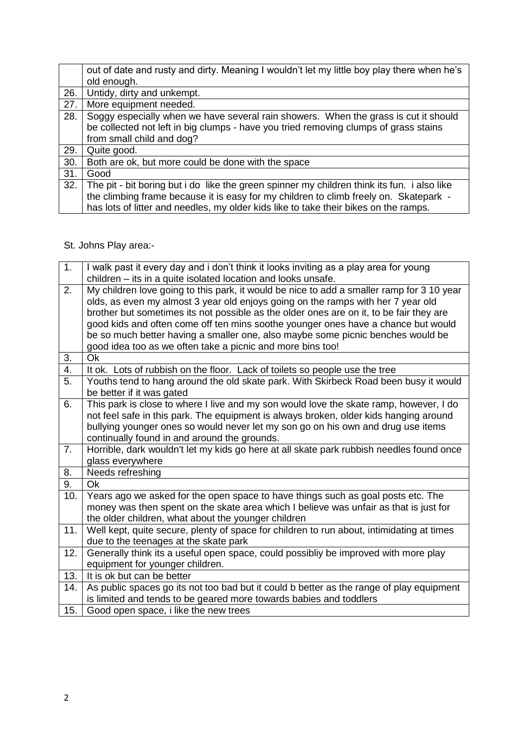| | |
|---|---|
| | out of date and rusty and dirty. Meaning I wouldn't let my little boy play there when he's old enough. |
| 26. | Untidy, dirty and unkempt. |
| 27. | More equipment needed. |
| 28. | Soggy especially when we have several rain showers. When the grass is cut it should be collected not left in big clumps - have you tried removing clumps of grass stains from small child and dog? |
| 29. | Quite good. |
| 30. | Both are ok, but more could be done with the space |
| 31. | Good |
| 32. | The pit - bit boring but i do like the green spinner my children think its fun. i also like the climbing frame because it is easy for my children to climb freely on. Skatepark - has lots of litter and needles, my older kids like to take their bikes on the ramps. |

St. Johns Play area:-

| | |
|---|---|
| 1. | I walk past it every day and i don't think it looks inviting as a play area for young children – its in a quite isolated location and looks unsafe. |
| 2. | My children love going to this park, it would be nice to add a smaller ramp for 3 10 year olds, as even my almost 3 year old enjoys going on the ramps with her 7 year old brother but sometimes its not possible as the older ones are on it, to be fair they are good kids and often come off ten mins soothe younger ones have a chance but would be so much better having a smaller one, also maybe some picnic benches would be good idea too as we often take a picnic and more bins too! |
| 3. | Ok |
| 4. | It ok. Lots of rubbish on the floor. Lack of toilets so people use the tree |
| 5. | Youths tend to hang around the old skate park. With Skirbeck Road been busy it would be better if it was gated |
| 6. | This park is close to where I live and my son would love the skate ramp, however, I do not feel safe in this park. The equipment is always broken, older kids hanging around bullying younger ones so would never let my son go on his own and drug use items continually found in and around the grounds. |
| 7. | Horrible, dark wouldn't let my kids go here at all skate park rubbish needles found once glass everywhere |
| 8. | Needs refreshing |
| 9. | Ok |
| 10. | Years ago we asked for the open space to have things such as goal posts etc. The money was then spent on the skate area which I believe was unfair as that is just for the older children, what about the younger children |
| 11. | Well kept, quite secure, plenty of space for children to run about, intimidating at times due to the teenages at the skate park |
| 12. | Generally think its a useful open space, could possibliy be improved with more play equipment for younger children. |
| 13. | It is ok but can be better |
| 14. | As public spaces go its not too bad but it could b better as the range of play equipment is limited and tends to be geared more towards babies and toddlers |
| 15. | Good open space, i like the new trees |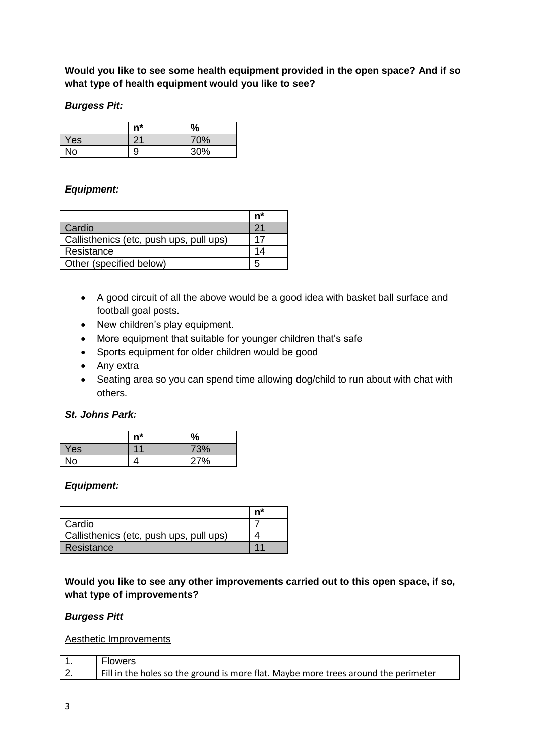**Would you like to see some health equipment provided in the open space? And if so what type of health equipment would you like to see?**

***Burgess Pit:***

| | n* | % |
|---|---|---|
| Yes | 21 | 70% |
| No | 9 | 30% |

***Equipment:***

| | n* |
|---|---|
| Cardio | 21 |
| Callisthenics (etc, push ups, pull ups) | 17 |
| Resistance | 14 |
| Other (specified below) | 5 |

- A good circuit of all the above would be a good idea with basket ball surface and football goal posts.
- New children's play equipment.
- More equipment that suitable for younger children that's safe
- Sports equipment for older children would be good
- Any extra
- Seating area so you can spend time allowing dog/child to run about with chat with others.

***St. Johns Park:***

| | n* | % |
|---|---|---|
| Yes | 11 | 73% |
| No | 4 | 27% |

***Equipment:***

| | n* |
|---|---|
| Cardio | 7 |
| Callisthenics (etc, push ups, pull ups) | 4 |
| Resistance | 11 |

**Would you like to see any other improvements carried out to this open space, if so, what type of improvements?**

***Burgess Pitt***

<u>Aesthetic Improvements</u>

| | |
|---|---|
| 1. | Flowers |
| 2. | Fill in the holes so the ground is more flat. Maybe more trees around the perimeter |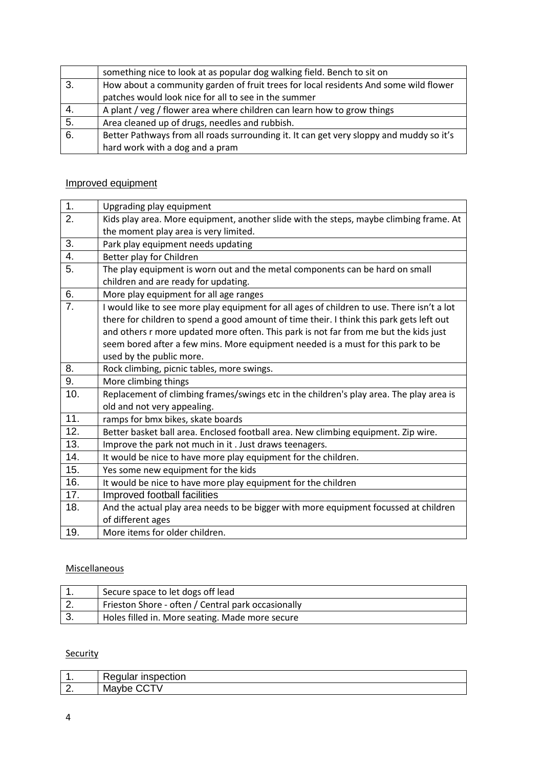| | |
|---|---|
| | something nice to look at as popular dog walking field. Bench to sit on |
| 3. | How about a community garden of fruit trees for local residents And some wild flower patches would look nice for all to see in the summer |
| 4. | A plant / veg / flower area where children can learn how to grow things |
| 5. | Area cleaned up of drugs, needles and rubbish. |
| 6. | Better Pathways from all roads surrounding it. It can get very sloppy and muddy so it's hard work with a dog and a pram |

## Improved equipment

| | |
|---|---|
| 1. | Upgrading play equipment |
| 2. | Kids play area. More equipment, another slide with the steps, maybe climbing frame. At the moment play area is very limited. |
| 3. | Park play equipment needs updating |
| 4. | Better play for Children |
| 5. | The play equipment is worn out and the metal components can be hard on small children and are ready for updating. |
| 6. | More play equipment for all age ranges |
| 7. | I would like to see more play equipment for all ages of children to use. There isn't a lot there for children to spend a good amount of time their. I think this park gets left out and others r more updated more often. This park is not far from me but the kids just seem bored after a few mins. More equipment needed is a must for this park to be used by the public more. |
| 8. | Rock climbing, picnic tables, more swings. |
| 9. | More climbing things |
| 10. | Replacement of climbing frames/swings etc in the children's play area. The play area is old and not very appealing. |
| 11. | ramps for bmx bikes, skate boards |
| 12. | Better basket ball area. Enclosed football area. New climbing equipment. Zip wire. |
| 13. | Improve the park not much in it . Just draws teenagers. |
| 14. | It would be nice to have more play equipment for the children. |
| 15. | Yes some new equipment for the kids |
| 16. | It would be nice to have more play equipment for the children |
| 17. | Improved football facilities |
| 18. | And the actual play area needs to be bigger with more equipment focussed at children of different ages |
| 19. | More items for older children. |

## Miscellaneous

| | |
|---|---|
| 1. | Secure space to let dogs off lead |
| 2. | Frieston Shore - often / Central park occasionally |
| 3. | Holes filled in. More seating. Made more secure |

## Security

| | |
|---|---|
| 1. | Regular inspection |
| 2. | Maybe CCTV |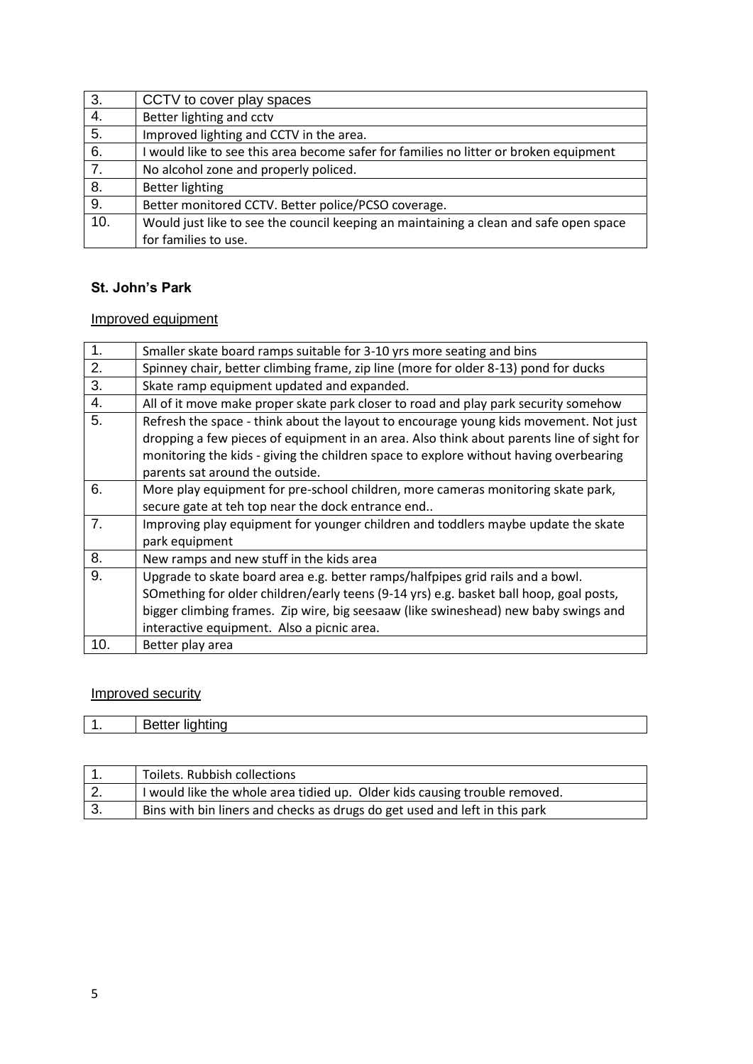| | |
|---|---|
| 3. | CCTV to cover play spaces |
| 4. | Better lighting and cctv |
| 5. | Improved lighting and CCTV in the area. |
| 6. | I would like to see this area become safer for families no litter or broken equipment |
| 7. | No alcohol zone and properly policed. |
| 8. | Better lighting |
| 9. | Better monitored CCTV. Better police/PCSO coverage. |
| 10. | Would just like to see the council keeping an maintaining a clean and safe open space for families to use. |

### St. John's Park

Improved equipment

| | |
|---|---|
| 1. | Smaller skate board ramps suitable for 3-10 yrs more seating and bins |
| 2. | Spinney chair, better climbing frame, zip line (more for older 8-13) pond for ducks |
| 3. | Skate ramp equipment updated and expanded. |
| 4. | All of it move make proper skate park closer to road and play park security somehow |
| 5. | Refresh the space - think about the layout to encourage young kids movement. Not just dropping a few pieces of equipment in an area. Also think about parents line of sight for monitoring the kids - giving the children space to explore without having overbearing parents sat around the outside. |
| 6. | More play equipment for pre-school children, more cameras monitoring skate park, secure gate at teh top near the dock entrance end.. |
| 7. | Improving play equipment for younger children and toddlers maybe update the skate park equipment |
| 8. | New ramps and new stuff in the kids area |
| 9. | Upgrade to skate board area e.g. better ramps/halfpipes grid rails and a bowl. SOmething for older children/early teens (9-14 yrs) e.g. basket ball hoop, goal posts, bigger climbing frames. Zip wire, big seesaaw (like swineshead) new baby swings and interactive equipment. Also a picnic area. |
| 10. | Better play area |

Improved security

| | |
|---|---|
| 1. | Better lighting |

| | |
|---|---|
| 1. | Toilets. Rubbish collections |
| 2. | I would like the whole area tidied up. Older kids causing trouble removed. |
| 3. | Bins with bin liners and checks as drugs do get used and left in this park |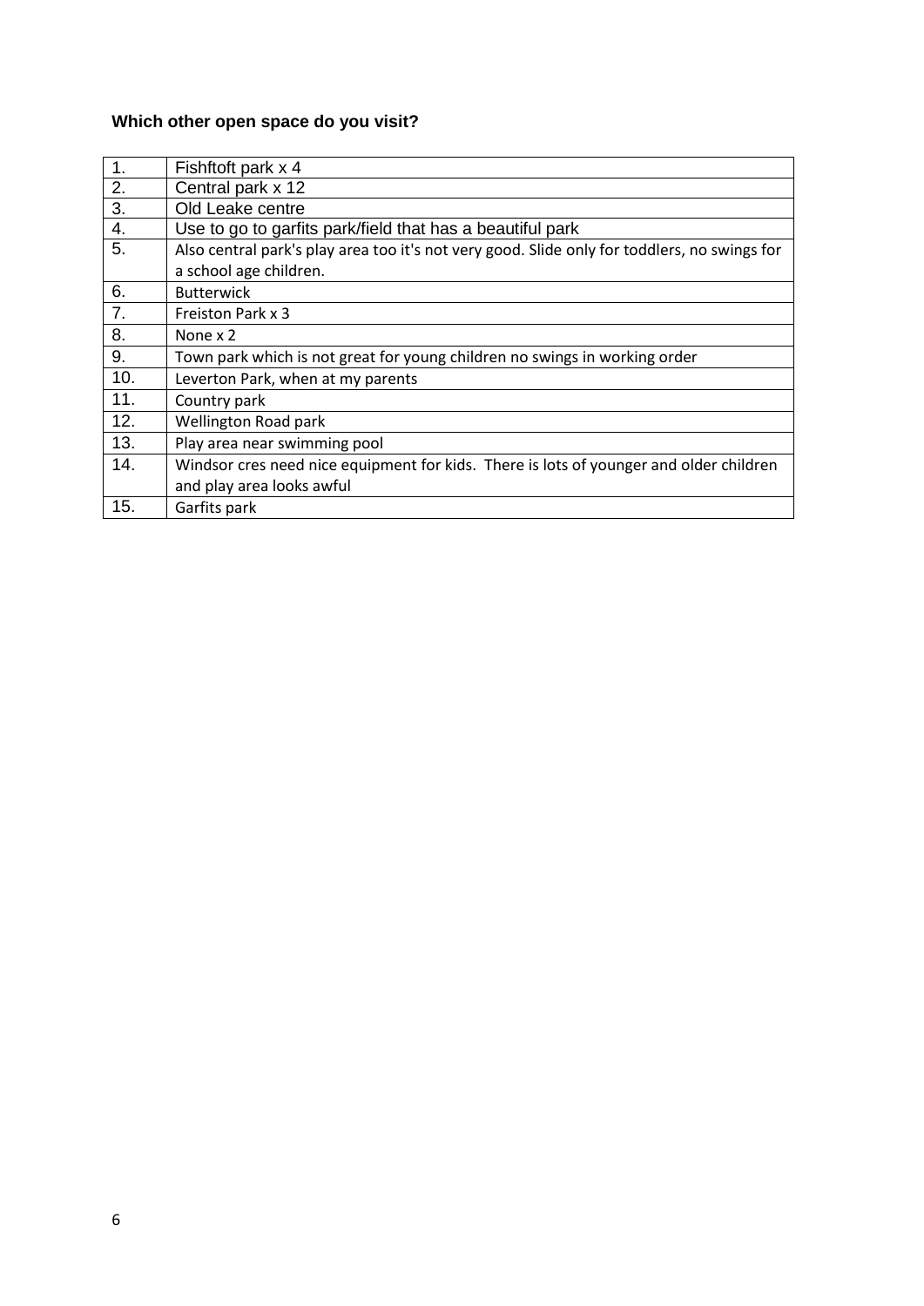**Which other open space do you visit?**

| | |
|---|---|
| 1. | Fishftoft park x 4 |
| 2. | Central park x 12 |
| 3. | Old Leake centre |
| 4. | Use to go to garfits park/field that has a beautiful park |
| 5. | Also central park's play area too it's not very good. Slide only for toddlers, no swings for a school age children. |
| 6. | Butterwick |
| 7. | Freiston Park x 3 |
| 8. | None x 2 |
| 9. | Town park which is not great for young children no swings in working order |
| 10. | Leverton Park, when at my parents |
| 11. | Country park |
| 12. | Wellington Road park |
| 13. | Play area near swimming pool |
| 14. | Windsor cres need nice equipment for kids. There is lots of younger and older children and play area looks awful |
| 15. | Garfits park |